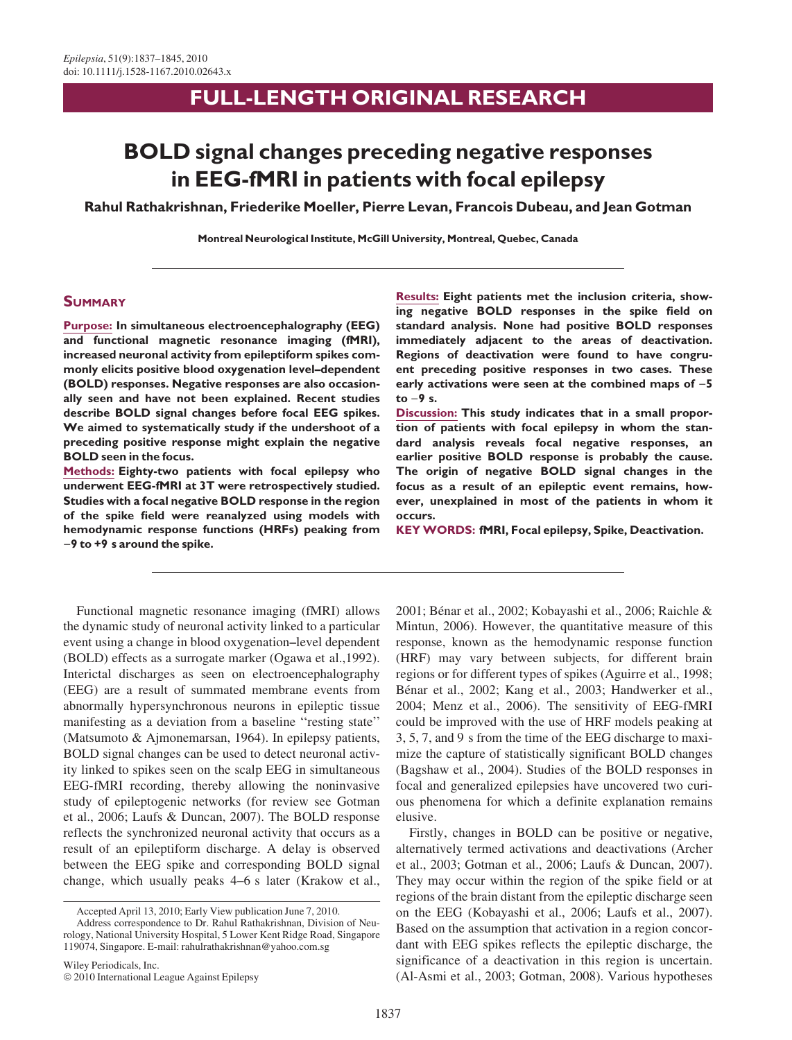**FULL-LENGTH ORIGINAL RESEARCH**

# BOLD signal changes preceding negative responses in EEG-fMRI in patients with focal epilepsy

**Rahul Rathakrishnan, Friederike Moeller, Pierre Levan, Francois Dubeau, and Jean Gotman**

**Montreal Neurological Institute, McGill University, Montreal, Quebec, Canada**

## SUMMARY

**Purpose:** **In simultaneous electroencephalography (EEG) and functional magnetic resonance imaging (fMRI), increased neuronal activity from epileptiform spikes commonly elicits positive blood oxygenation level–dependent (BOLD) responses. Negative responses are also occasionally seen and have not been explained. Recent studies describe BOLD signal changes before focal EEG spikes. We aimed to systematically study if the undershoot of a preceding positive response might explain the negative BOLD seen in the focus.**

**Methods:** **Eighty-two patients with focal epilepsy who underwent EEG-fMRI at 3T were retrospectively studied. Studies with a focal negative BOLD response in the region of the spike field were reanalyzed using models with hemodynamic response functions (HRFs) peaking from −9 to +9 s around the spike.**

**Results:** **Eight patients met the inclusion criteria, showing negative BOLD responses in the spike field on standard analysis. None had positive BOLD responses immediately adjacent to the areas of deactivation. Regions of deactivation were found to have congruent preceding positive responses in two cases. These early activations were seen at the combined maps of −5 to −9 s.**

**Discussion:** **This study indicates that in a small proportion of patients with focal epilepsy in whom the standard analysis reveals focal negative responses, an earlier positive BOLD response is probably the cause. The origin of negative BOLD signal changes in the focus as a result of an epileptic event remains, however, unexplained in most of the patients in whom it occurs.**

**KEY WORDS:** **fMRI, Focal epilepsy, Spike, Deactivation.**

Functional magnetic resonance imaging (fMRI) allows the dynamic study of neuronal activity linked to a particular event using a change in blood oxygenation–level dependent (BOLD) effects as a surrogate marker (Ogawa et al.,1992). Interictal discharges as seen on electroencephalography (EEG) are a result of summated membrane events from abnormally hypersynchronous neurons in epileptic tissue manifesting as a deviation from a baseline "resting state" (Matsumoto & Ajmonemarsan, 1964). In epilepsy patients, BOLD signal changes can be used to detect neuronal activity linked to spikes seen on the scalp EEG in simultaneous EEG-fMRI recording, thereby allowing the noninvasive study of epileptogenic networks (for review see Gotman et al., 2006; Laufs & Duncan, 2007). The BOLD response reflects the synchronized neuronal activity that occurs as a result of an epileptiform discharge. A delay is observed between the EEG spike and corresponding BOLD signal change, which usually peaks 4–6 s later (Krakow et al., 2001; Bénar et al., 2002; Kobayashi et al., 2006; Raichle & Mintun, 2006). However, the quantitative measure of this response, known as the hemodynamic response function (HRF) may vary between subjects, for different brain regions or for different types of spikes (Aguirre et al., 1998; Bénar et al., 2002; Kang et al., 2003; Handwerker et al., 2004; Menz et al., 2006). The sensitivity of EEG-fMRI could be improved with the use of HRF models peaking at 3, 5, 7, and 9 s from the time of the EEG discharge to maximize the capture of statistically significant BOLD changes (Bagshaw et al., 2004). Studies of the BOLD responses in focal and generalized epilepsies have uncovered two curious phenomena for which a definite explanation remains elusive.

Firstly, changes in BOLD can be positive or negative, alternatively termed activations and deactivations (Archer et al., 2003; Gotman et al., 2006; Laufs & Duncan, 2007). They may occur within the region of the spike field or at regions of the brain distant from the epileptic discharge seen on the EEG (Kobayashi et al., 2006; Laufs et al., 2007). Based on the assumption that activation in a region concordant with EEG spikes reflects the epileptic discharge, the significance of a deactivation in this region is uncertain. (Al-Asmi et al., 2003; Gotman, 2008). Various hypotheses

Accepted April 13, 2010; Early View publication June 7, 2010.

Address correspondence to Dr. Rahul Rathakrishnan, Division of Neurology, National University Hospital, 5 Lower Kent Ridge Road, Singapore 119074, Singapore. E-mail: rahulrathakrishnan@yahoo.com.sg

Wiley Periodicals, Inc.
© 2010 International League Against Epilepsy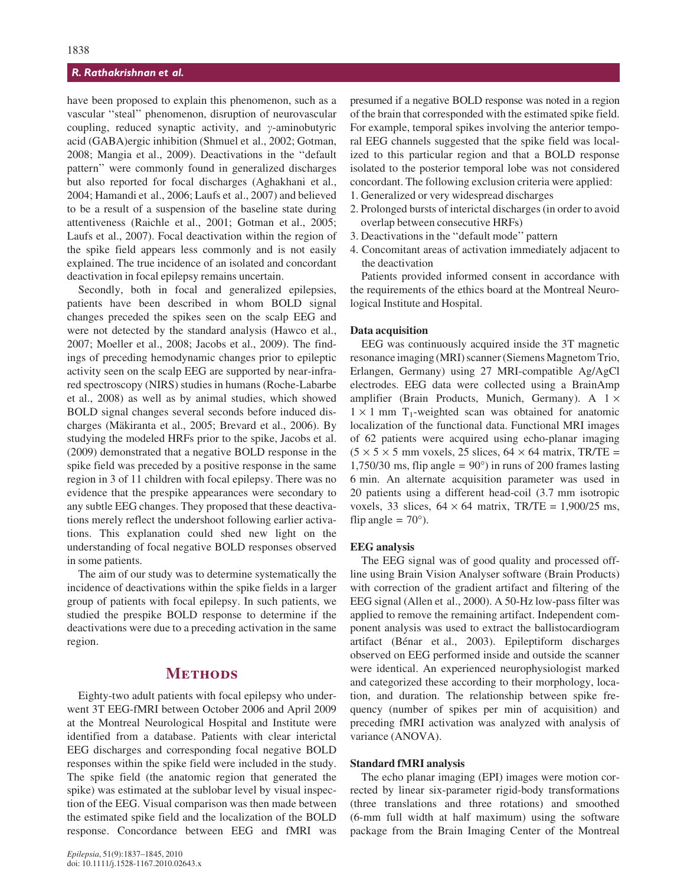have been proposed to explain this phenomenon, such as a vascular "steal" phenomenon, disruption of neurovascular coupling, reduced synaptic activity, and $\gamma$-aminobutyric acid (GABA)ergic inhibition (Shmuel et al., 2002; Gotman, 2008; Mangia et al., 2009). Deactivations in the "default pattern" were commonly found in generalized discharges but also reported for focal discharges (Aghakhani et al., 2004; Hamandi et al., 2006; Laufs et al., 2007) and believed to be a result of a suspension of the baseline state during attentiveness (Raichle et al., 2001; Gotman et al., 2005; Laufs et al., 2007). Focal deactivation within the region of the spike field appears less commonly and is not easily explained. The true incidence of an isolated and concordant deactivation in focal epilepsy remains uncertain.

Secondly, both in focal and generalized epilepsies, patients have been described in whom BOLD signal changes preceded the spikes seen on the scalp EEG and were not detected by the standard analysis (Hawco et al., 2007; Moeller et al., 2008; Jacobs et al., 2009). The findings of preceding hemodynamic changes prior to epileptic activity seen on the scalp EEG are supported by near-infrared spectroscopy (NIRS) studies in humans (Roche-Labarbe et al., 2008) as well as by animal studies, which showed BOLD signal changes several seconds before induced discharges (Mäkiranta et al., 2005; Brevard et al., 2006). By studying the modeled HRFs prior to the spike, Jacobs et al. (2009) demonstrated that a negative BOLD response in the spike field was preceded by a positive response in the same region in 3 of 11 children with focal epilepsy. There was no evidence that the prespike appearances were secondary to any subtle EEG changes. They proposed that these deactivations merely reflect the undershoot following earlier activations. This explanation could shed new light on the understanding of focal negative BOLD responses observed in some patients.

The aim of our study was to determine systematically the incidence of deactivations within the spike fields in a larger group of patients with focal epilepsy. In such patients, we studied the prespike BOLD response to determine if the deactivations were due to a preceding activation in the same region.

## Methods

Eighty-two adult patients with focal epilepsy who underwent 3T EEG-fMRI between October 2006 and April 2009 at the Montreal Neurological Hospital and Institute were identified from a database. Patients with clear interictal EEG discharges and corresponding focal negative BOLD responses within the spike field were included in the study. The spike field (the anatomic region that generated the spike) was estimated at the sublobar level by visual inspection of the EEG. Visual comparison was then made between the estimated spike field and the localization of the BOLD response. Concordance between EEG and fMRI was presumed if a negative BOLD response was noted in a region of the brain that corresponded with the estimated spike field. For example, temporal spikes involving the anterior temporal EEG channels suggested that the spike field was localized to this particular region and that a BOLD response isolated to the posterior temporal lobe was not considered concordant. The following exclusion criteria were applied:

1. Generalized or very widespread discharges
2. Prolonged bursts of interictal discharges (in order to avoid overlap between consecutive HRFs)
3. Deactivations in the "default mode" pattern
4. Concomitant areas of activation immediately adjacent to the deactivation

Patients provided informed consent in accordance with the requirements of the ethics board at the Montreal Neurological Institute and Hospital.

### Data acquisition

EEG was continuously acquired inside the 3T magnetic resonance imaging (MRI) scanner (Siemens Magnetom Trio, Erlangen, Germany) using 27 MRI-compatible Ag/AgCl electrodes. EEG data were collected using a BrainAmp amplifier (Brain Products, Munich, Germany). A $1 \times 1 \times 1$ mm $T_1$-weighted scan was obtained for anatomic localization of the functional data. Functional MRI images of 62 patients were acquired using echo-planar imaging ($5 \times 5 \times 5$ mm voxels, 25 slices, $64 \times 64$ matrix, TR/TE = 1,750/30 ms, flip angle = 90°) in runs of 200 frames lasting 6 min. An alternate acquisition parameter was used in 20 patients using a different head-coil (3.7 mm isotropic voxels, 33 slices, $64 \times 64$ matrix, TR/TE = 1,900/25 ms, flip angle = 70°).

### EEG analysis

The EEG signal was of good quality and processed offline using Brain Vision Analyser software (Brain Products) with correction of the gradient artifact and filtering of the EEG signal (Allen et al., 2000). A 50-Hz low-pass filter was applied to remove the remaining artifact. Independent component analysis was used to extract the ballistocardiogram artifact (Bénar et al., 2003). Epileptiform discharges observed on EEG performed inside and outside the scanner were identical. An experienced neurophysiologist marked and categorized these according to their morphology, location, and duration. The relationship between spike frequency (number of spikes per min of acquisition) and preceding fMRI activation was analyzed with analysis of variance (ANOVA).

### Standard fMRI analysis

The echo planar imaging (EPI) images were motion corrected by linear six-parameter rigid-body transformations (three translations and three rotations) and smoothed (6-mm full width at half maximum) using the software package from the Brain Imaging Center of the Montreal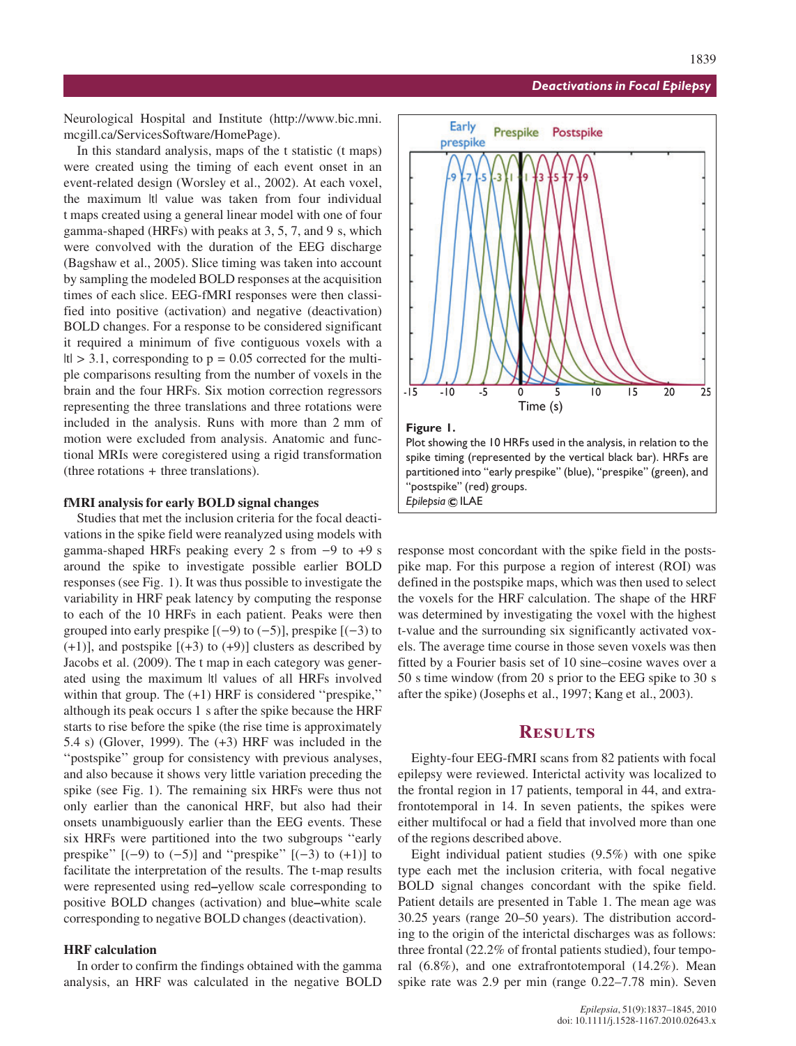Neurological Hospital and Institute (http://www.bic.mni.mcgill.ca/ServicesSoftware/HomePage).

In this standard analysis, maps of the t statistic (t maps) were created using the timing of each event onset in an event-related design (Worsley et al., 2002). At each voxel, the maximum |t| value was taken from four individual t maps created using a general linear model with one of four gamma-shaped (HRFs) with peaks at 3, 5, 7, and 9 s, which were convolved with the duration of the EEG discharge (Bagshaw et al., 2005). Slice timing was taken into account by sampling the modeled BOLD responses at the acquisition times of each slice. EEG-fMRI responses were then classified into positive (activation) and negative (deactivation) BOLD changes. For a response to be considered significant it required a minimum of five contiguous voxels with a $|t| > 3.1$, corresponding to $p = 0.05$ corrected for the multiple comparisons resulting from the number of voxels in the brain and the four HRFs. Six motion correction regressors representing the three translations and three rotations were included in the analysis. Runs with more than 2 mm of motion were excluded from analysis. Anatomic and functional MRIs were coregistered using a rigid transformation (three rotations + three translations).

### fMRI analysis for early BOLD signal changes

Studies that met the inclusion criteria for the focal deactivations in the spike field were reanalyzed using models with gamma-shaped HRFs peaking every 2 s from −9 to +9 s around the spike to investigate possible earlier BOLD responses (see Fig. 1). It was thus possible to investigate the variability in HRF peak latency by computing the response to each of the 10 HRFs in each patient. Peaks were then grouped into early prespike [(−9) to (−5)], prespike [(−3) to (+1)], and postspike [(+3) to (+9)] clusters as described by Jacobs et al. (2009). The t map in each category was generated using the maximum |t| values of all HRFs involved within that group. The (+1) HRF is considered "prespike," although its peak occurs 1 s after the spike because the HRF starts to rise before the spike (the rise time is approximately 5.4 s) (Glover, 1999). The (+3) HRF was included in the "postspike" group for consistency with previous analyses, and also because it shows very little variation preceding the spike (see Fig. 1). The remaining six HRFs were thus not only earlier than the canonical HRF, but also had their onsets unambiguously earlier than the EEG events. These six HRFs were partitioned into the two subgroups "early prespike" [(−9) to (−5)] and "prespike" [(−3) to (+1)] to facilitate the interpretation of the results. The t-map results were represented using red–yellow scale corresponding to positive BOLD changes (activation) and blue–white scale corresponding to negative BOLD changes (deactivation).

### HRF calculation

In order to confirm the findings obtained with the gamma analysis, an HRF was calculated in the negative BOLD response most concordant with the spike field in the postspike map. For this purpose a region of interest (ROI) was defined in the postspike maps, which was then used to select the voxels for the HRF calculation. The shape of the HRF was determined by investigating the voxel with the highest t-value and the surrounding six significantly activated voxels. The average time course in those seven voxels was then fitted by a Fourier basis set of 10 sine–cosine waves over a 50 s time window (from 20 s prior to the EEG spike to 30 s after the spike) (Josephs et al., 1997; Kang et al., 2003).

**Figure 1.**
Plot showing the 10 HRFs used in the analysis, in relation to the spike timing (represented by the vertical black bar). HRFs are partitioned into "early prespike" (blue), "prespike" (green), and "postspike" (red) groups.
*Epilepsia* © ILAE

## Results

Eighty-four EEG-fMRI scans from 82 patients with focal epilepsy were reviewed. Interictal activity was localized to the frontal region in 17 patients, temporal in 44, and extrafrontotemporal in 14. In seven patients, the spikes were either multifocal or had a field that involved more than one of the regions described above.

Eight individual patient studies (9.5%) with one spike type each met the inclusion criteria, with focal negative BOLD signal changes concordant with the spike field. Patient details are presented in Table 1. The mean age was 30.25 years (range 20–50 years). The distribution according to the origin of the interictal discharges was as follows: three frontal (22.2% of frontal patients studied), four temporal (6.8%), and one extrafrontotemporal (14.2%). Mean spike rate was 2.9 per min (range 0.22–7.78 min). Seven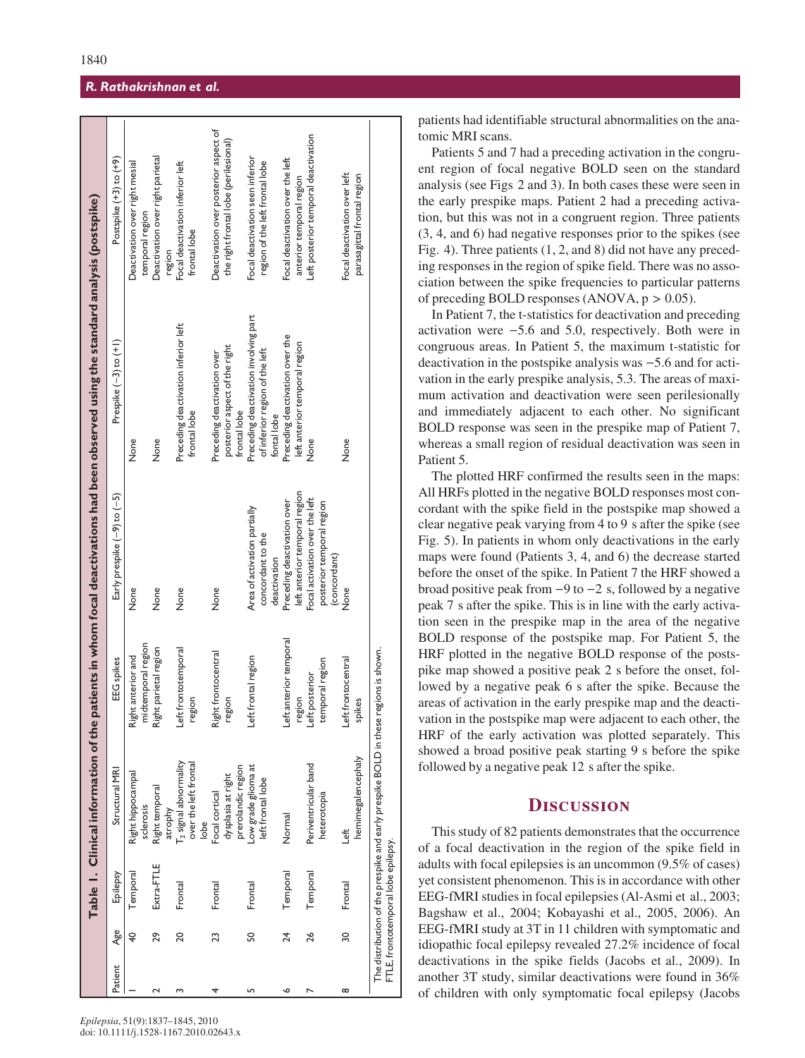**Table 1. Clinical information of the patients in whom focal deactivations had been observed using the standard analysis (postspike)**

| Patient | Age | Epilepsy | Structural MRI | EEG spikes | Early prespike (−9) to (−5) | Prespike (−3) to (+1) | Postspike (+3) to (+9) |
|---|---|---|---|---|---|---|---|
| 1 | 40 | Temporal | Right hippocampal sclerosis | Right anterior and midtemporal region | None | None | Deactivation over right mesial temporal region |
| 2 | 29 | Extra-FTLE | Right temporal atrophy | Right parietal region | None | None | Deactivation over right parietal region |
| 3 | 20 | Frontal | $T_2$ signal abnormality over the left frontal lobe | Left frontotemporal region | None | Preceding deactivation inferior left frontal lobe | Focal deactivation inferior left frontal lobe |
| 4 | 23 | Frontal | Focal cortical dysplasia at right prerolandic region | Right frontocentral region | None | Preceding deactivation over posterior aspect of the right frontal lobe | Deactivation over posterior aspect of the right frontal lobe (perilesional) |
| 5 | 50 | Frontal | Low grade glioma at left frontal lobe | Left frontal region | Area of activation partially concordant to the deactivation | Preceding deactivation involving part of inferior region of the left fontal lobe | Focal deactivation seen inferior region of the left frontal lobe |
| 6 | 24 | Temporal | Normal | Left anterior temporal region | Preceding deactivation over left anterior temporal region | Preceding deactivation over the left anterior temporal region | Focal deactivation over the left anterior temporal region |
| 7 | 26 | Temporal | Periventricular band heterotopia | Left posterior temporal region | Focal activation over the left posterior temporal region (concordant) | None | Left posterior temporal deactivation |
| 8 | 30 | Frontal | Left hemimegalencephaly | Left frontocentral spikes | None | None | Focal deactivation over left parasagittal frontal region |

The distribution of the prespike and early prespike BOLD in these regions is shown.
FTLE, frontotemporal lobe epilepsy.

patients had identifiable structural abnormalities on the anatomic MRI scans.

Patients 5 and 7 had a preceding activation in the congruent region of focal negative BOLD seen on the standard analysis (see Figs 2 and 3). In both cases these were seen in the early prespike maps. Patient 2 had a preceding activation, but this was not in a congruent region. Three patients (3, 4, and 6) had negative responses prior to the spikes (see Fig. 4). Three patients (1, 2, and 8) did not have any preceding responses in the region of spike field. There was no association between the spike frequencies to particular patterns of preceding BOLD responses (ANOVA, $p > 0.05$).

In Patient 7, the t-statistics for deactivation and preceding activation were −5.6 and 5.0, respectively. Both were in congruous areas. In Patient 5, the maximum t-statistic for deactivation in the postspike analysis was −5.6 and for activation in the early prespike analysis, 5.3. The areas of maximum activation and deactivation were seen perilesionally and immediately adjacent to each other. No significant BOLD response was seen in the prespike map of Patient 7, whereas a small region of residual deactivation was seen in Patient 5.

The plotted HRF confirmed the results seen in the maps: All HRFs plotted in the negative BOLD responses most concordant with the spike field in the postspike map showed a clear negative peak varying from 4 to 9 s after the spike (see Fig. 5). In patients in whom only deactivations in the early maps were found (Patients 3, 4, and 6) the decrease started before the onset of the spike. In Patient 7 the HRF showed a broad positive peak from −9 to −2 s, followed by a negative peak 7 s after the spike. This is in line with the early activation seen in the prespike map in the area of the negative BOLD response of the postspike map. For Patient 5, the HRF plotted in the negative BOLD response of the postspike map showed a positive peak 2 s before the onset, followed by a negative peak 6 s after the spike. Because the areas of activation in the early prespike map and the deactivation in the postspike map were adjacent to each other, the HRF of the early activation was plotted separately. This showed a broad positive peak starting 9 s before the spike followed by a negative peak 12 s after the spike.

## Discussion

This study of 82 patients demonstrates that the occurrence of a focal deactivation in the region of the spike field in adults with focal epilepsies is an uncommon (9.5% of cases) yet consistent phenomenon. This is in accordance with other EEG-fMRI studies in focal epilepsies (Al-Asmi et al., 2003; Bagshaw et al., 2004; Kobayashi et al., 2005, 2006). An EEG-fMRI study at 3T in 11 children with symptomatic and idiopathic focal epilepsy revealed 27.2% incidence of focal deactivations in the spike fields (Jacobs et al., 2009). In another 3T study, similar deactivations were found in 36% of children with only symptomatic focal epilepsy (Jacobs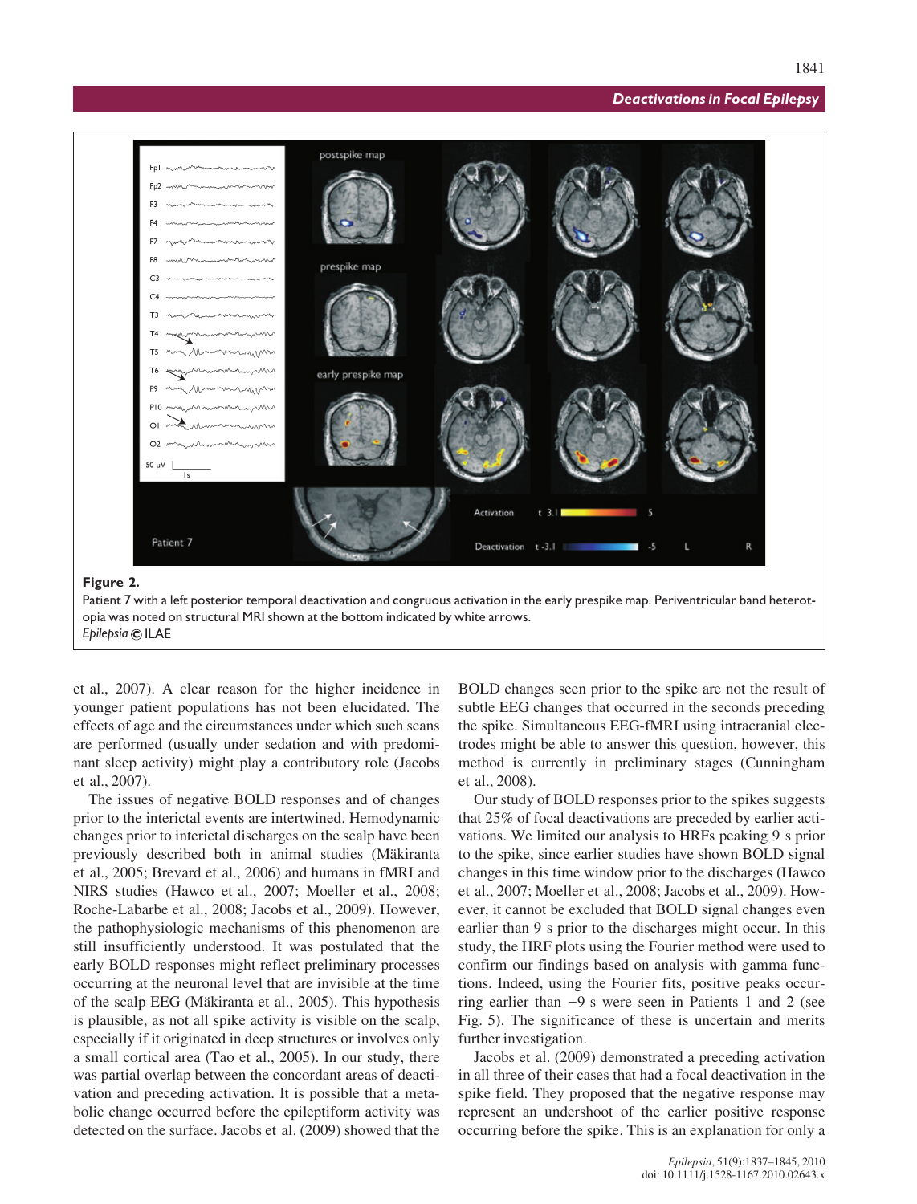**Figure 2.**
Patient 7 with a left posterior temporal deactivation and congruous activation in the early prespike map. Periventricular band heterotopia was noted on structural MRI shown at the bottom indicated by white arrows.
*Epilepsia* © ILAE

et al., 2007). A clear reason for the higher incidence in younger patient populations has not been elucidated. The effects of age and the circumstances under which such scans are performed (usually under sedation and with predominant sleep activity) might play a contributory role (Jacobs et al., 2007).

The issues of negative BOLD responses and of changes prior to the interictal events are intertwined. Hemodynamic changes prior to interictal discharges on the scalp have been previously described both in animal studies (Mäkiranta et al., 2005; Brevard et al., 2006) and humans in fMRI and NIRS studies (Hawco et al., 2007; Moeller et al., 2008; Roche-Labarbe et al., 2008; Jacobs et al., 2009). However, the pathophysiologic mechanisms of this phenomenon are still insufficiently understood. It was postulated that the early BOLD responses might reflect preliminary processes occurring at the neuronal level that are invisible at the time of the scalp EEG (Mäkiranta et al., 2005). This hypothesis is plausible, as not all spike activity is visible on the scalp, especially if it originated in deep structures or involves only a small cortical area (Tao et al., 2005). In our study, there was partial overlap between the concordant areas of deactivation and preceding activation. It is possible that a metabolic change occurred before the epileptiform activity was detected on the surface. Jacobs et al. (2009) showed that the BOLD changes seen prior to the spike are not the result of subtle EEG changes that occurred in the seconds preceding the spike. Simultaneous EEG-fMRI using intracranial electrodes might be able to answer this question, however, this method is currently in preliminary stages (Cunningham et al., 2008).

Our study of BOLD responses prior to the spikes suggests that 25% of focal deactivations are preceded by earlier activations. We limited our analysis to HRFs peaking 9 s prior to the spike, since earlier studies have shown BOLD signal changes in this time window prior to the discharges (Hawco et al., 2007; Moeller et al., 2008; Jacobs et al., 2009). However, it cannot be excluded that BOLD signal changes even earlier than 9 s prior to the discharges might occur. In this study, the HRF plots using the Fourier method were used to confirm our findings based on analysis with gamma functions. Indeed, using the Fourier fits, positive peaks occurring earlier than −9 s were seen in Patients 1 and 2 (see Fig. 5). The significance of these is uncertain and merits further investigation.

Jacobs et al. (2009) demonstrated a preceding activation in all three of their cases that had a focal deactivation in the spike field. They proposed that the negative response may represent an undershoot of the earlier positive response occurring before the spike. This is an explanation for only a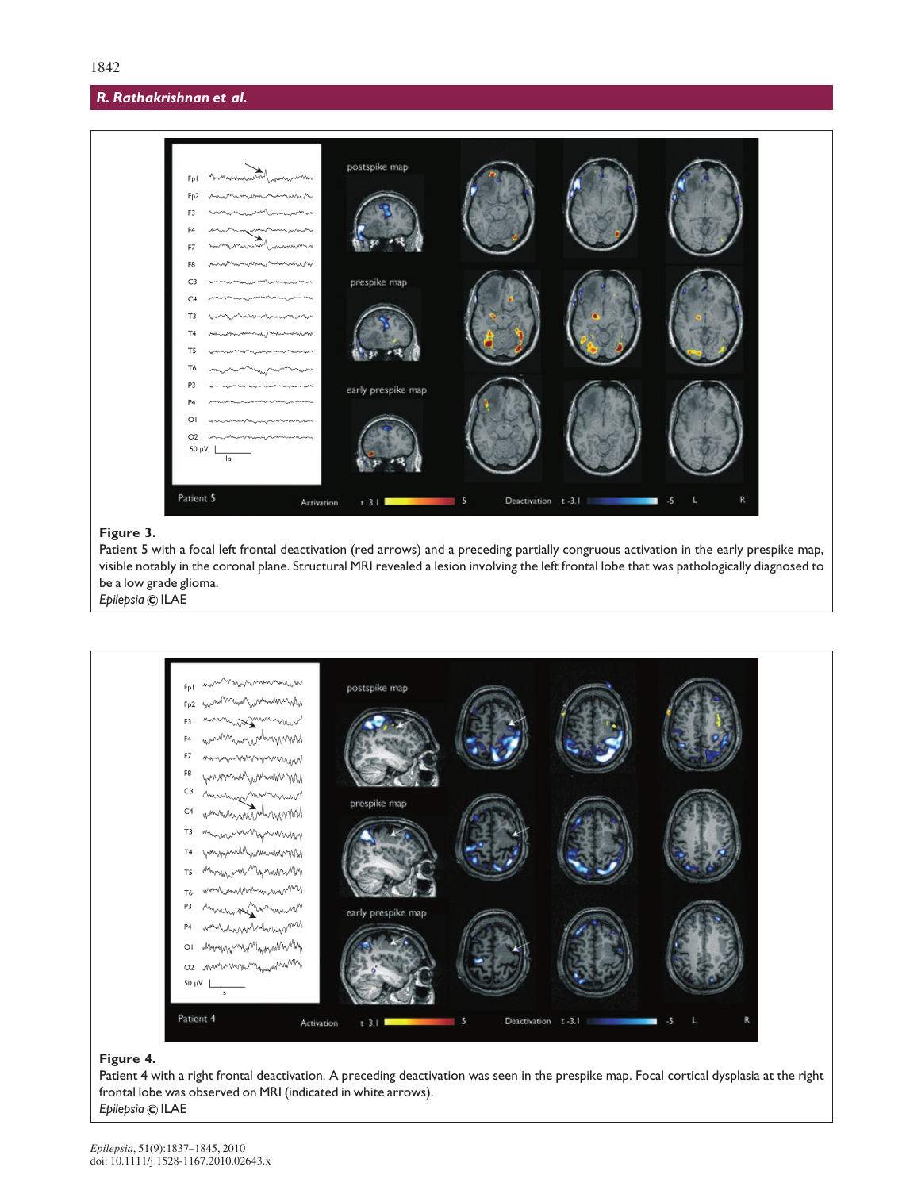**Figure 3.**
Patient 5 with a focal left frontal deactivation (red arrows) and a preceding partially congruous activation in the early prespike map, visible notably in the coronal plane. Structural MRI revealed a lesion involving the left frontal lobe that was pathologically diagnosed to be a low grade glioma.
*Epilepsia* © ILAE

**Figure 4.**
Patient 4 with a right frontal deactivation. A preceding deactivation was seen in the prespike map. Focal cortical dysplasia at the right frontal lobe was observed on MRI (indicated in white arrows).
*Epilepsia* © ILAE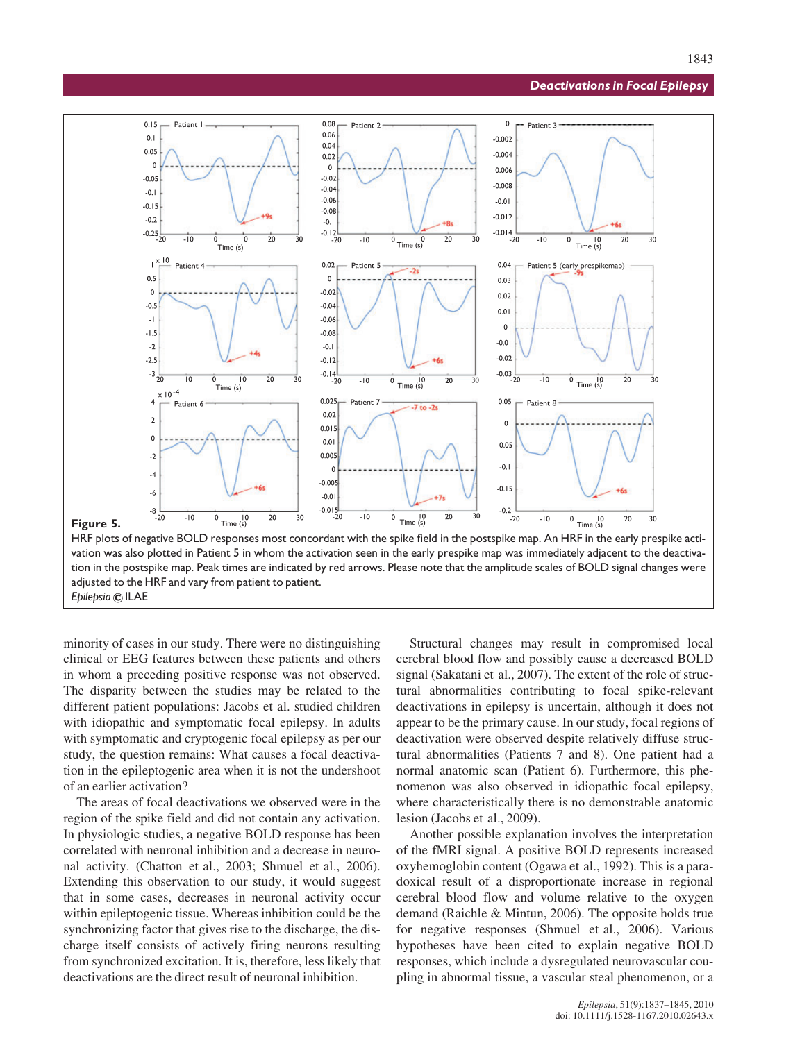Patient 1
0.15
0.1
0.05
0
-0.05
-0.1
-0.15
-0.2
-0.25
-20 -10 0 10 20 30
Time (s)
+9s

Patient 2
0.08
0.06
0.04
0.02
0
-0.02
-0.04
-0.06
-0.08
-0.1
-0.12
-20 -10 0 10 20 30
Time (s)
+8s

Patient 3
0
-0.002
-0.004
-0.006
-0.008
-0.01
-0.012
-0.014
-20 -10 0 10 20 30
Time (s)
+6s

Patient 4
× 10
1
0.5
0
-0.5
-1
-1.5
-2
-2.5
-3
-20 -10 0 10 20 30
Time (s)
+4s

Patient 5
0.02
0
-0.02
-0.04
-0.06
-0.08
-0.1
-0.12
-0.14
-20 -10 0 10 20 30
Time (s)
-2s
+6s

Patient 5 (early prespikemap)
0.04
0.03
0.02
0.01
0
-0.01
-0.02
-0.03
-20 -10 0 10 20 30
Time (s)
-9s

Patient 6
× 10^-4
4
2
0
-2
-4
-6
-8
-20 -10 0 10 20 30
Time (s)
+6s

Patient 7
0.025
0.02
0.015
0.01
0.005
0
-0.005
-0.01
-0.015
-20 -10 0 10 20 30
Time (s)
-7 to -2s
+7s

Patient 8
0.05
0
-0.05
-0.1
-0.15
-0.2
-20 -10 0 10 20 30
Time (s)
+6s

**Figure 5.**
HRF plots of negative BOLD responses most concordant with the spike field in the postspike map. An HRF in the early prespike activation was also plotted in Patient 5 in whom the activation seen in the early prespike map was immediately adjacent to the deactivation in the postspike map. Peak times are indicated by red arrows. Please note that the amplitude scales of BOLD signal changes were adjusted to the HRF and vary from patient to patient.
*Epilepsia* © ILAE

minority of cases in our study. There were no distinguishing clinical or EEG features between these patients and others in whom a preceding positive response was not observed. The disparity between the studies may be related to the different patient populations: Jacobs et al. studied children with idiopathic and symptomatic focal epilepsy. In adults with symptomatic and cryptogenic focal epilepsy as per our study, the question remains: What causes a focal deactivation in the epileptogenic area when it is not the undershoot of an earlier activation?

The areas of focal deactivations we observed were in the region of the spike field and did not contain any activation. In physiologic studies, a negative BOLD response has been correlated with neuronal inhibition and a decrease in neuronal activity. (Chatton et al., 2003; Shmuel et al., 2006). Extending this observation to our study, it would suggest that in some cases, decreases in neuronal activity occur within epileptogenic tissue. Whereas inhibition could be the synchronizing factor that gives rise to the discharge, the discharge itself consists of actively firing neurons resulting from synchronized excitation. It is, therefore, less likely that deactivations are the direct result of neuronal inhibition.

Structural changes may result in compromised local cerebral blood flow and possibly cause a decreased BOLD signal (Sakatani et al., 2007). The extent of the role of structural abnormalities contributing to focal spike-relevant deactivations in epilepsy is uncertain, although it does not appear to be the primary cause. In our study, focal regions of deactivation were observed despite relatively diffuse structural abnormalities (Patients 7 and 8). One patient had a normal anatomic scan (Patient 6). Furthermore, this phenomenon was also observed in idiopathic focal epilepsy, where characteristically there is no demonstrable anatomic lesion (Jacobs et al., 2009).

Another possible explanation involves the interpretation of the fMRI signal. A positive BOLD represents increased oxyhemoglobin content (Ogawa et al., 1992). This is a paradoxical result of a disproportionate increase in regional cerebral blood flow and volume relative to the oxygen demand (Raichle & Mintun, 2006). The opposite holds true for negative responses (Shmuel et al., 2006). Various hypotheses have been cited to explain negative BOLD responses, which include a dysregulated neurovascular coupling in abnormal tissue, a vascular steal phenomenon, or a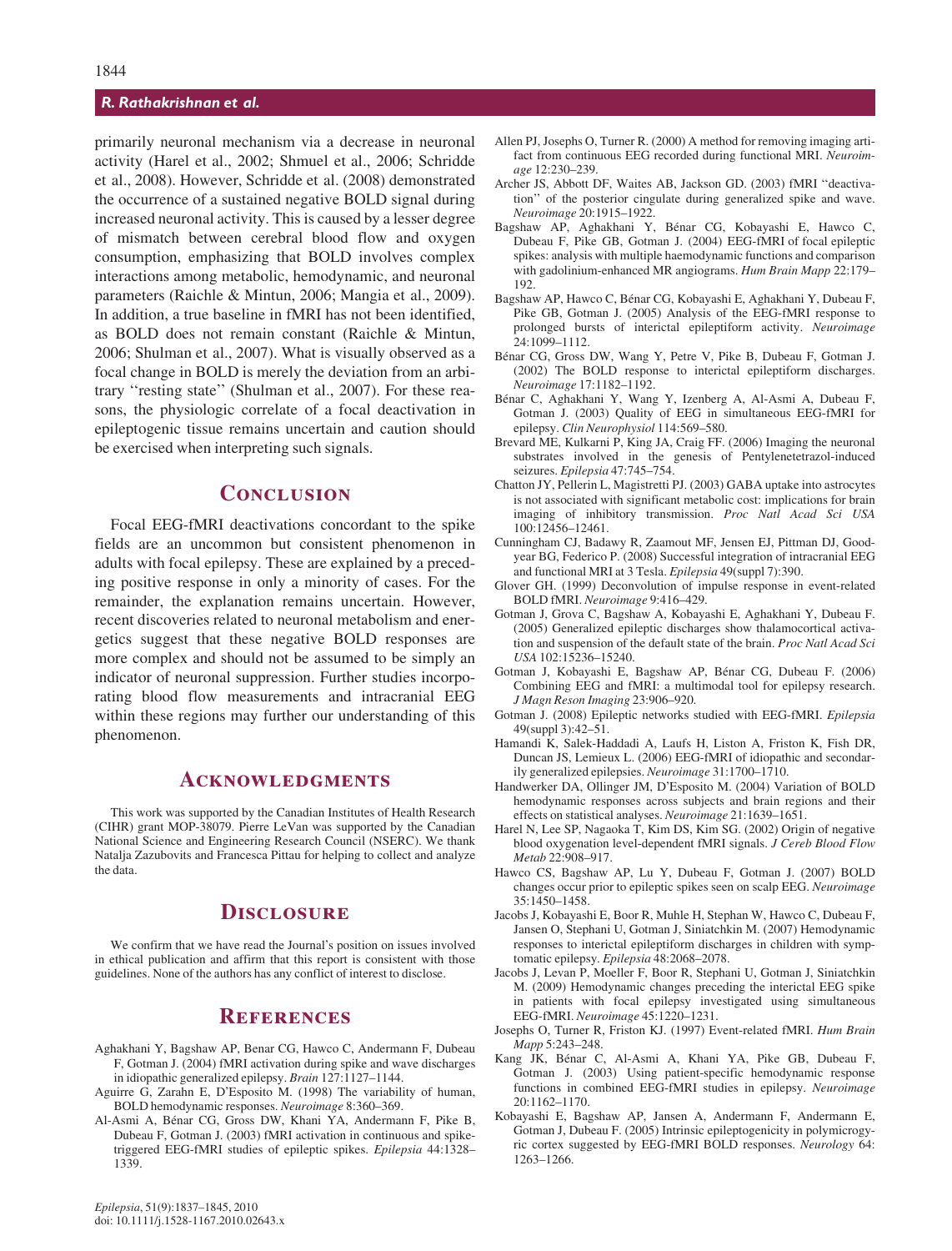primarily neuronal mechanism via a decrease in neuronal activity (Harel et al., 2002; Shmuel et al., 2006; Schridde et al., 2008). However, Schridde et al. (2008) demonstrated the occurrence of a sustained negative BOLD signal during increased neuronal activity. This is caused by a lesser degree of mismatch between cerebral blood flow and oxygen consumption, emphasizing that BOLD involves complex interactions among metabolic, hemodynamic, and neuronal parameters (Raichle & Mintun, 2006; Mangia et al., 2009). In addition, a true baseline in fMRI has not been identified, as BOLD does not remain constant (Raichle & Mintun, 2006; Shulman et al., 2007). What is visually observed as a focal change in BOLD is merely the deviation from an arbitrary ''resting state'' (Shulman et al., 2007). For these reasons, the physiologic correlate of a focal deactivation in epileptogenic tissue remains uncertain and caution should be exercised when interpreting such signals.

## Conclusion

Focal EEG-fMRI deactivations concordant to the spike fields are an uncommon but consistent phenomenon in adults with focal epilepsy. These are explained by a preceding positive response in only a minority of cases. For the remainder, the explanation remains uncertain. However, recent discoveries related to neuronal metabolism and energetics suggest that these negative BOLD responses are more complex and should not be assumed to be simply an indicator of neuronal suppression. Further studies incorporating blood flow measurements and intracranial EEG within these regions may further our understanding of this phenomenon.

## Acknowledgments

This work was supported by the Canadian Institutes of Health Research (CIHR) grant MOP-38079. Pierre LeVan was supported by the Canadian National Science and Engineering Research Council (NSERC). We thank Natalja Zazubovits and Francesca Pittau for helping to collect and analyze the data.

## Disclosure

We confirm that we have read the Journal's position on issues involved in ethical publication and affirm that this report is consistent with those guidelines. None of the authors has any conflict of interest to disclose.

## References

Aghakhani Y, Bagshaw AP, Benar CG, Hawco C, Andermann F, Dubeau F, Gotman J. (2004) fMRI activation during spike and wave discharges in idiopathic generalized epilepsy. *Brain* 127:1127–1144.

Aguirre G, Zarahn E, D'Esposito M. (1998) The variability of human, BOLD hemodynamic responses. *Neuroimage* 8:360–369.

Al-Asmi A, Bénar CG, Gross DW, Khani YA, Andermann F, Pike B, Dubeau F, Gotman J. (2003) fMRI activation in continuous and spike-triggered EEG-fMRI studies of epileptic spikes. *Epilepsia* 44:1328–1339.

Allen PJ, Josephs O, Turner R. (2000) A method for removing imaging artifact from continuous EEG recorded during functional MRI. *Neuroimage* 12:230–239.

Archer JS, Abbott DF, Waites AB, Jackson GD. (2003) fMRI ''deactivation'' of the posterior cingulate during generalized spike and wave. *Neuroimage* 20:1915–1922.

Bagshaw AP, Aghakhani Y, Bénar CG, Kobayashi E, Hawco C, Dubeau F, Pike GB, Gotman J. (2004) EEG-fMRI of focal epileptic spikes: analysis with multiple haemodynamic functions and comparison with gadolinium-enhanced MR angiograms. *Hum Brain Mapp* 22:179–192.

Bagshaw AP, Hawco C, Bénar CG, Kobayashi E, Aghakhani Y, Dubeau F, Pike GB, Gotman J. (2005) Analysis of the EEG-fMRI response to prolonged bursts of interictal epileptiform activity. *Neuroimage* 24:1099–1112.

Bénar CG, Gross DW, Wang Y, Petre V, Pike B, Dubeau F, Gotman J. (2002) The BOLD response to interictal epileptiform discharges. *Neuroimage* 17:1182–1192.

Bénar C, Aghakhani Y, Wang Y, Izenberg A, Al-Asmi A, Dubeau F, Gotman J. (2003) Quality of EEG in simultaneous EEG-fMRI for epilepsy. *Clin Neurophysiol* 114:569–580.

Brevard ME, Kulkarni P, King JA, Craig FF. (2006) Imaging the neuronal substrates involved in the genesis of Pentylenetetrazol-induced seizures. *Epilepsia* 47:745–754.

Chatton JY, Pellerin L, Magistretti PJ. (2003) GABA uptake into astrocytes is not associated with significant metabolic cost: implications for brain imaging of inhibitory transmission. *Proc Natl Acad Sci USA* 100:12456–12461.

Cunningham CJ, Badawy R, Zaamout MF, Jensen EJ, Pittman DJ, Goodyear BG, Federico P. (2008) Successful integration of intracranial EEG and functional MRI at 3 Tesla. *Epilepsia* 49(suppl 7):390.

Glover GH. (1999) Deconvolution of impulse response in event-related BOLD fMRI. *Neuroimage* 9:416–429.

Gotman J, Grova C, Bagshaw A, Kobayashi E, Aghakhani Y, Dubeau F. (2005) Generalized epileptic discharges show thalamocortical activation and suspension of the default state of the brain. *Proc Natl Acad Sci USA* 102:15236–15240.

Gotman J, Kobayashi E, Bagshaw AP, Bénar CG, Dubeau F. (2006) Combining EEG and fMRI: a multimodal tool for epilepsy research. *J Magn Reson Imaging* 23:906–920.

Gotman J. (2008) Epileptic networks studied with EEG-fMRI. *Epilepsia* 49(suppl 3):42–51.

Hamandi K, Salek-Haddadi A, Laufs H, Liston A, Friston K, Fish DR, Duncan JS, Lemieux L. (2006) EEG-fMRI of idiopathic and secondarily generalized epilepsies. *Neuroimage* 31:1700–1710.

Handwerker DA, Ollinger JM, D'Esposito M. (2004) Variation of BOLD hemodynamic responses across subjects and brain regions and their effects on statistical analyses. *Neuroimage* 21:1639–1651.

Harel N, Lee SP, Nagaoka T, Kim DS, Kim SG. (2002) Origin of negative blood oxygenation level-dependent fMRI signals. *J Cereb Blood Flow Metab* 22:908–917.

Hawco CS, Bagshaw AP, Lu Y, Dubeau F, Gotman J. (2007) BOLD changes occur prior to epileptic spikes seen on scalp EEG. *Neuroimage* 35:1450–1458.

Jacobs J, Kobayashi E, Boor R, Muhle H, Stephan W, Hawco C, Dubeau F, Jansen O, Stephani U, Gotman J, Siniatchkin M. (2007) Hemodynamic responses to interictal epileptiform discharges in children with symptomatic epilepsy. *Epilepsia* 48:2068–2078.

Jacobs J, Levan P, Moeller F, Boor R, Stephani U, Gotman J, Siniatchkin M. (2009) Hemodynamic changes preceding the interictal EEG spike in patients with focal epilepsy investigated using simultaneous EEG-fMRI. *Neuroimage* 45:1220–1231.

Josephs O, Turner R, Friston KJ. (1997) Event-related fMRI. *Hum Brain Mapp* 5:243–248.

Kang JK, Bénar C, Al-Asmi A, Khani YA, Pike GB, Dubeau F, Gotman J. (2003) Using patient-specific hemodynamic response functions in combined EEG-fMRI studies in epilepsy. *Neuroimage* 20:1162–1170.

Kobayashi E, Bagshaw AP, Jansen A, Andermann F, Andermann E, Gotman J, Dubeau F. (2005) Intrinsic epileptogenicity in polymicrogyric cortex suggested by EEG-fMRI BOLD responses. *Neurology* 64:1263–1266.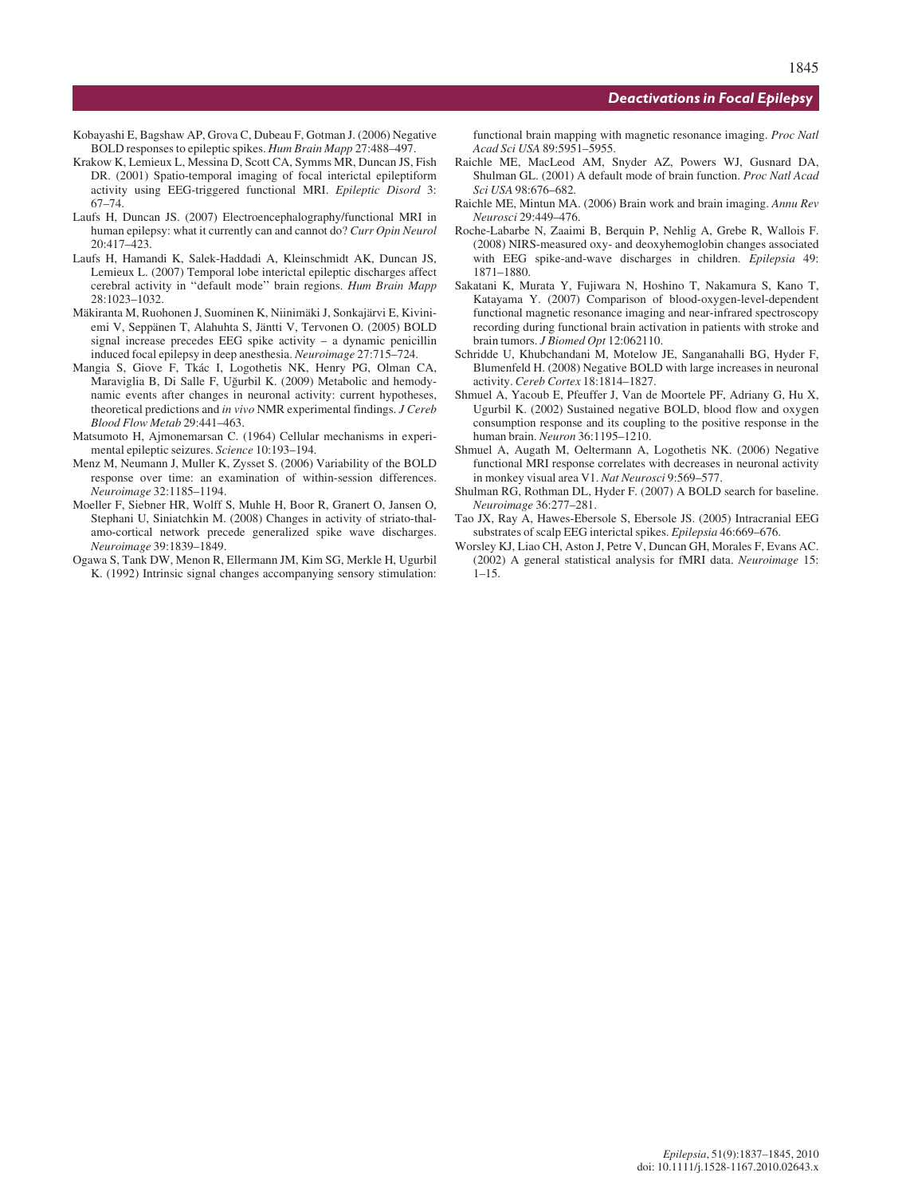Kobayashi E, Bagshaw AP, Grova C, Dubeau F, Gotman J. (2006) Negative BOLD responses to epileptic spikes. *Hum Brain Mapp* 27:488–497.

Krakow K, Lemieux L, Messina D, Scott CA, Symms MR, Duncan JS, Fish DR. (2001) Spatio-temporal imaging of focal interictal epileptiform activity using EEG-triggered functional MRI. *Epileptic Disord* 3: 67–74.

Laufs H, Duncan JS. (2007) Electroencephalography/functional MRI in human epilepsy: what it currently can and cannot do? *Curr Opin Neurol* 20:417–423.

Laufs H, Hamandi K, Salek-Haddadi A, Kleinschmidt AK, Duncan JS, Lemieux L. (2007) Temporal lobe interictal epileptic discharges affect cerebral activity in ''default mode'' brain regions. *Hum Brain Mapp* 28:1023–1032.

Mäkiranta M, Ruohonen J, Suominen K, Niinimäki J, Sonkajärvi E, Kiviniemi V, Seppänen T, Alahuhta S, Jäntti V, Tervonen O. (2005) BOLD signal increase precedes EEG spike activity – a dynamic penicillin induced focal epilepsy in deep anesthesia. *Neuroimage* 27:715–724.

Mangia S, Giove F, Tkác I, Logothetis NK, Henry PG, Olman CA, Maraviglia B, Di Salle F, Uğurbil K. (2009) Metabolic and hemodynamic events after changes in neuronal activity: current hypotheses, theoretical predictions and *in vivo* NMR experimental findings. *J Cereb Blood Flow Metab* 29:441–463.

Matsumoto H, Ajmonemarsan C. (1964) Cellular mechanisms in experimental epileptic seizures. *Science* 10:193–194.

Menz M, Neumann J, Muller K, Zysset S. (2006) Variability of the BOLD response over time: an examination of within-session differences. *Neuroimage* 32:1185–1194.

Moeller F, Siebner HR, Wolff S, Muhle H, Boor R, Granert O, Jansen O, Stephani U, Siniatchkin M. (2008) Changes in activity of striato-thalamo-cortical network precede generalized spike wave discharges. *Neuroimage* 39:1839–1849.

Ogawa S, Tank DW, Menon R, Ellermann JM, Kim SG, Merkle H, Ugurbil K. (1992) Intrinsic signal changes accompanying sensory stimulation: functional brain mapping with magnetic resonance imaging. *Proc Natl Acad Sci USA* 89:5951–5955.

Raichle ME, MacLeod AM, Snyder AZ, Powers WJ, Gusnard DA, Shulman GL. (2001) A default mode of brain function. *Proc Natl Acad Sci USA* 98:676–682.

Raichle ME, Mintun MA. (2006) Brain work and brain imaging. *Annu Rev Neurosci* 29:449–476.

Roche-Labarbe N, Zaaimi B, Berquin P, Nehlig A, Grebe R, Wallois F. (2008) NIRS-measured oxy- and deoxyhemoglobin changes associated with EEG spike-and-wave discharges in children. *Epilepsia* 49: 1871–1880.

Sakatani K, Murata Y, Fujiwara N, Hoshino T, Nakamura S, Kano T, Katayama Y. (2007) Comparison of blood-oxygen-level-dependent functional magnetic resonance imaging and near-infrared spectroscopy recording during functional brain activation in patients with stroke and brain tumors. *J Biomed Opt* 12:062110.

Schridde U, Khubchandani M, Motelow JE, Sanganahalli BG, Hyder F, Blumenfeld H. (2008) Negative BOLD with large increases in neuronal activity. *Cereb Cortex* 18:1814–1827.

Shmuel A, Yacoub E, Pfeuffer J, Van de Moortele PF, Adriany G, Hu X, Ugurbil K. (2002) Sustained negative BOLD, blood flow and oxygen consumption response and its coupling to the positive response in the human brain. *Neuron* 36:1195–1210.

Shmuel A, Augath M, Oeltermann A, Logothetis NK. (2006) Negative functional MRI response correlates with decreases in neuronal activity in monkey visual area V1. *Nat Neurosci* 9:569–577.

Shulman RG, Rothman DL, Hyder F. (2007) A BOLD search for baseline. *Neuroimage* 36:277–281.

Tao JX, Ray A, Hawes-Ebersole S, Ebersole JS. (2005) Intracranial EEG substrates of scalp EEG interictal spikes. *Epilepsia* 46:669–676.

Worsley KJ, Liao CH, Aston J, Petre V, Duncan GH, Morales F, Evans AC. (2002) A general statistical analysis for fMRI data. *Neuroimage* 15: 1–15.